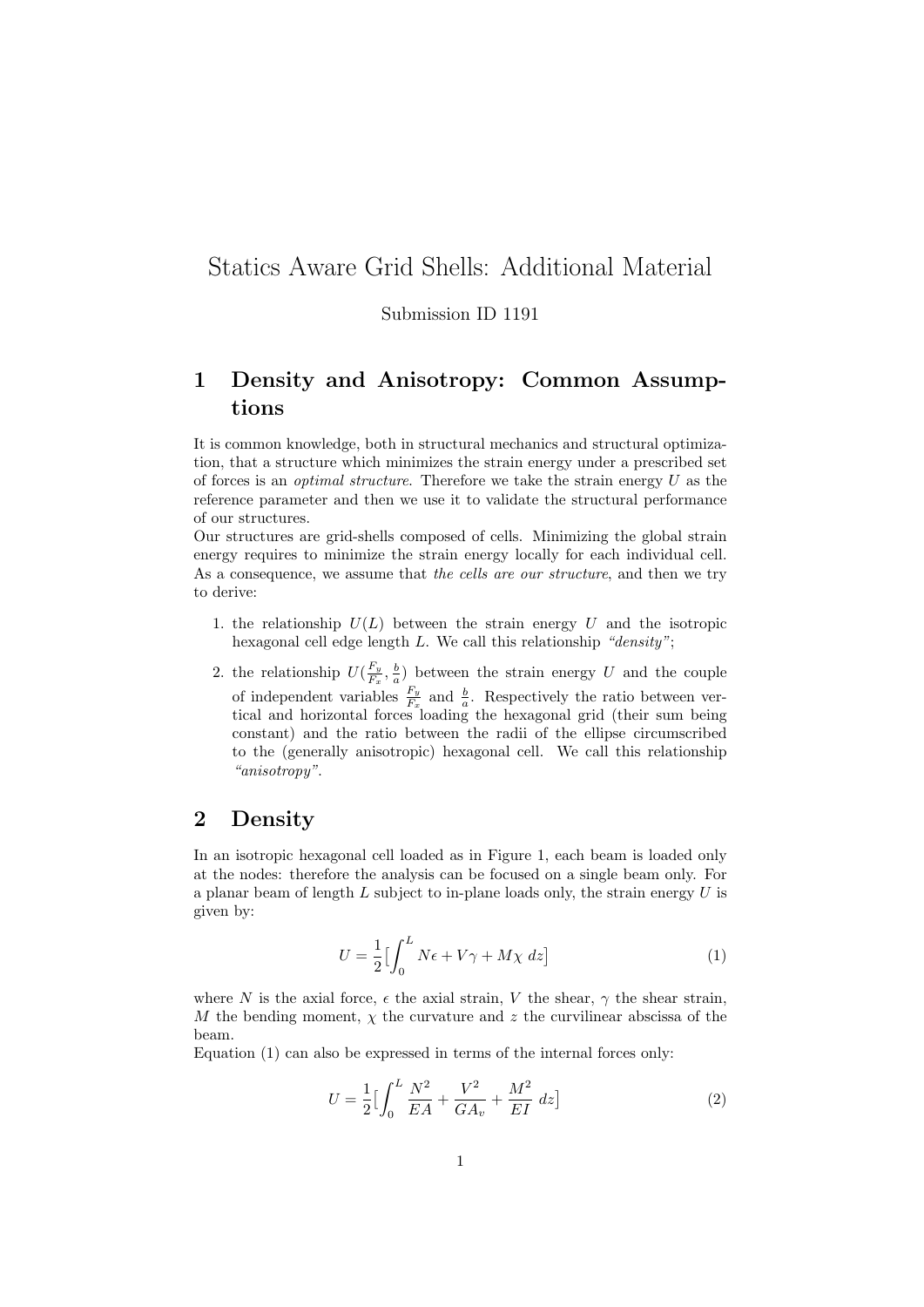# Statics Aware Grid Shells: Additional Material

Submission ID 1191

## 1 Density and Anisotropy: Common Assumptions

It is common knowledge, both in structural mechanics and structural optimization, that a structure which minimizes the strain energy under a prescribed set of forces is an *optimal structure*. Therefore we take the strain energy $U$ as the reference parameter and then we use it to validate the structural performance of our structures.

Our structures are grid-shells composed of cells. Minimizing the global strain energy requires to minimize the strain energy locally for each individual cell. As a consequence, we assume that *the cells are our structure*, and then we try to derive:

1. the relationship $U(L)$ between the strain energy $U$ and the isotropic hexagonal cell edge length $L$. We call this relationship *"density"*;
2. the relationship $U(\frac{F_y}{F_x}, \frac{b}{a})$ between the strain energy $U$ and the couple of independent variables $\frac{F_y}{F_x}$ and $\frac{b}{a}$. Respectively the ratio between vertical and horizontal forces loading the hexagonal grid (their sum being constant) and the ratio between the radii of the ellipse circumscribed to the (generally anisotropic) hexagonal cell. We call this relationship *"anisotropy"*.

## 2 Density

In an isotropic hexagonal cell loaded as in Figure 1, each beam is loaded only at the nodes: therefore the analysis can be focused on a single beam only. For a planar beam of length $L$ subject to in-plane loads only, the strain energy $U$ is given by:

$$U = \frac{1}{2}\Big[\int_0^L N\epsilon + V\gamma + M\chi \; dz\Big] \tag{1}$$

where $N$ is the axial force, $\epsilon$ the axial strain, $V$ the shear, $\gamma$ the shear strain, $M$ the bending moment, $\chi$ the curvature and $z$ the curvilinear abscissa of the beam.

Equation (1) can also be expressed in terms of the internal forces only:

$$U = \frac{1}{2}\Big[\int_0^L \frac{N^2}{EA} + \frac{V^2}{GA_v} + \frac{M^2}{EI} \; dz\Big] \tag{2}$$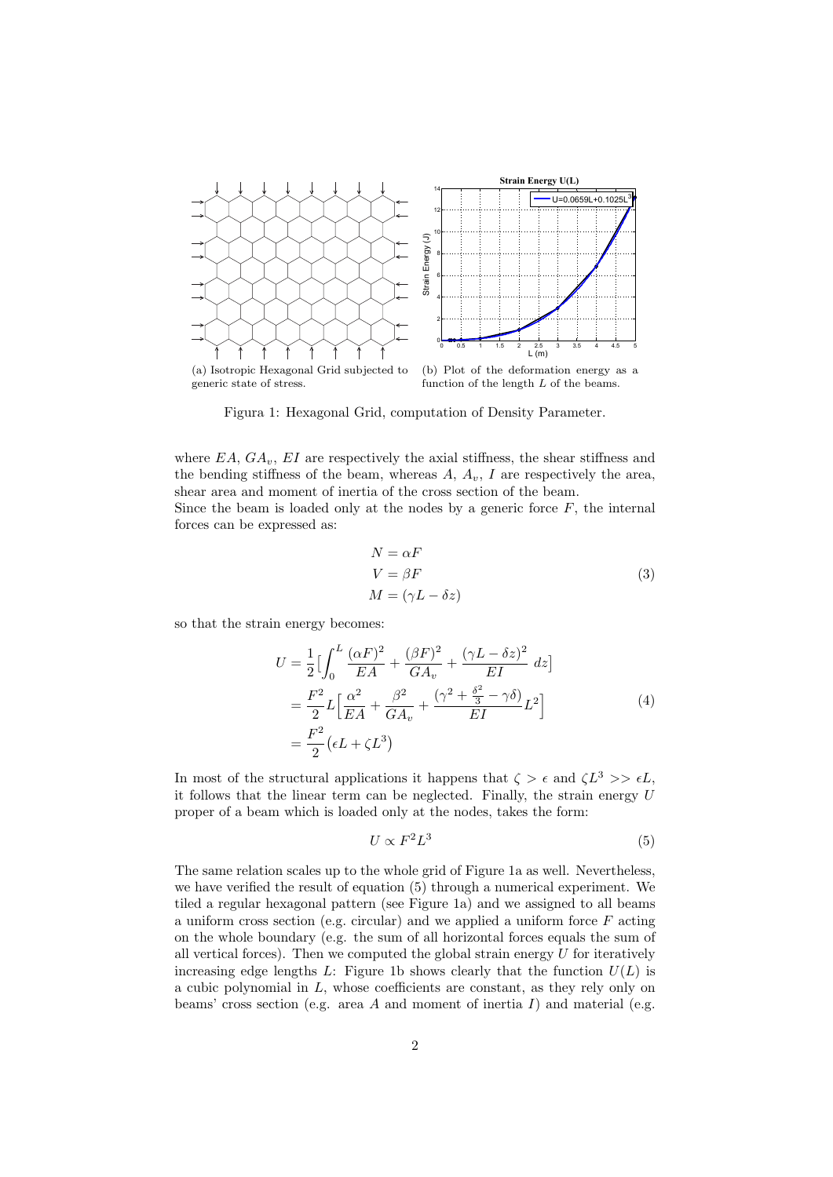(a) Isotropic Hexagonal Grid subjected to generic state of stress.

(b) Plot of the deformation energy as a function of the length $L$ of the beams.

Figura 1: Hexagonal Grid, computation of Density Parameter.

where $EA$, $GA_v$, $EI$ are respectively the axial stiffness, the shear stiffness and the bending stiffness of the beam, whereas $A$, $A_v$, $I$ are respectively the area, shear area and moment of inertia of the cross section of the beam.
Since the beam is loaded only at the nodes by a generic force $F$, the internal forces can be expressed as:

$$
\begin{aligned}
N &= \alpha F \\
V &= \beta F \\
M &= (\gamma L - \delta z)
\end{aligned}
\tag{3}
$$

so that the strain energy becomes:

$$
\begin{aligned}
U &= \frac{1}{2}\Big[\int_0^L \frac{(\alpha F)^2}{EA} + \frac{(\beta F)^2}{GA_v} + \frac{(\gamma L - \delta z)^2}{EI}\ dz\Big] \\
&= \frac{F^2}{2} L \Big[\frac{\alpha^2}{EA} + \frac{\beta^2}{GA_v} + \frac{(\gamma^2 + \frac{\delta^2}{3} - \gamma\delta)}{EI} L^2\Big] \\
&= \frac{F^2}{2}\big(\epsilon L + \zeta L^3\big)
\end{aligned}
\tag{4}
$$

In most of the structural applications it happens that $\zeta > \epsilon$ and $\zeta L^3 >> \epsilon L$, it follows that the linear term can be neglected. Finally, the strain energy $U$ proper of a beam which is loaded only at the nodes, takes the form:

$$
U \propto F^2 L^3 \tag{5}
$$

The same relation scales up to the whole grid of Figure 1a as well. Nevertheless, we have verified the result of equation (5) through a numerical experiment. We tiled a regular hexagonal pattern (see Figure 1a) and we assigned to all beams a uniform cross section (e.g. circular) and we applied a uniform force $F$ acting on the whole boundary (e.g. the sum of all horizontal forces equals the sum of all vertical forces). Then we computed the global strain energy $U$ for iteratively increasing edge lengths $L$: Figure 1b shows clearly that the function $U(L)$ is a cubic polynomial in $L$, whose coefficients are constant, as they rely only on beams' cross section (e.g. area $A$ and moment of inertia $I$) and material (e.g.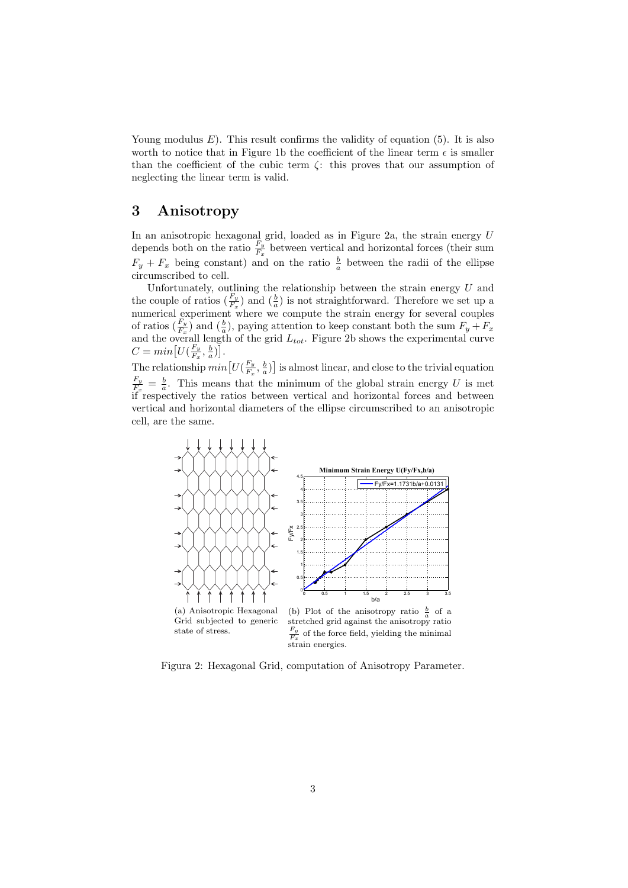Young modulus $E$). This result confirms the validity of equation (5). It is also worth to notice that in Figure 1b the coefficient of the linear term $\epsilon$ is smaller than the coefficient of the cubic term $\zeta$: this proves that our assumption of neglecting the linear term is valid.

## 3 Anisotropy

In an anisotropic hexagonal grid, loaded as in Figure 2a, the strain energy $U$ depends both on the ratio $\frac{F_y}{F_x}$ between vertical and horizontal forces (their sum $F_y + F_x$ being constant) and on the ratio $\frac{b}{a}$ between the radii of the ellipse circumscribed to cell.

Unfortunately, outlining the relationship between the strain energy $U$ and the couple of ratios $(\frac{F_y}{F_x})$ and $(\frac{b}{a})$ is not straightforward. Therefore we set up a numerical experiment where we compute the strain energy for several couples of ratios $(\frac{F_y}{F_x})$ and $(\frac{b}{a})$, paying attention to keep constant both the sum $F_y + F_x$ and the overall length of the grid $L_{tot}$. Figure 2b shows the experimental curve $C = min\big[U(\frac{F_y}{F_x}, \frac{b}{a})\big]$.

The relationship $min\big[U(\frac{F_y}{F_x}, \frac{b}{a})\big]$ is almost linear, and close to the trivial equation $\frac{F_y}{F_x} = \frac{b}{a}$. This means that the minimum of the global strain energy $U$ is met if respectively the ratios between vertical and horizontal forces and between vertical and horizontal diameters of the ellipse circumscribed to an anisotropic cell, are the same.

(a) Anisotropic Hexagonal Grid subjected to generic state of stress.

Minimum Strain Energy U(Fy/Fx,b/a)

Fy/Fx=1.1731b/a+0.0131

Fy/Fx

b/a

0
0.5
1
1.5
2
2.5
3
3.5
4
4.5

0
0.5
1
1.5
2
2.5
3
3.5

(b) Plot of the anisotropy ratio $\frac{b}{a}$ of a stretched grid against the anisotropy ratio $\frac{F_y}{F_x}$ of the force field, yielding the minimal strain energies.

Figura 2: Hexagonal Grid, computation of Anisotropy Parameter.